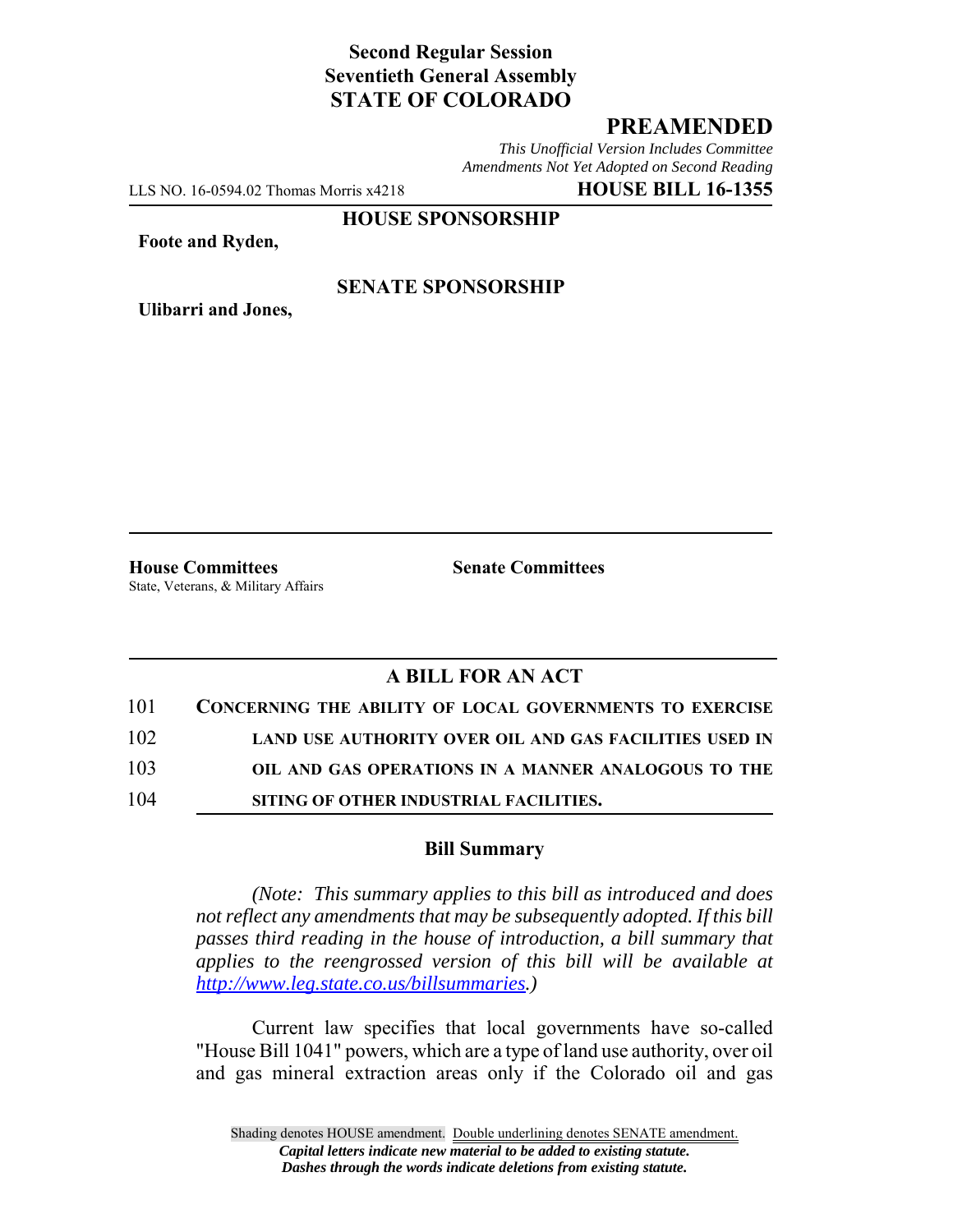**Second Regular Session**
**Seventieth General Assembly**
**STATE OF COLORADO**

# PREAMENDED

*This Unofficial Version Includes Committee Amendments Not Yet Adopted on Second Reading*

LLS NO. 16-0594.02 Thomas Morris x4218 **HOUSE BILL 16-1355**

**HOUSE SPONSORSHIP**

**Foote and Ryden,**

**SENATE SPONSORSHIP**

**Ulibarri and Jones,**

**House Committees**
State, Veterans, & Military Affairs

**Senate Committees**

## A BILL FOR AN ACT

101 **CONCERNING THE ABILITY OF LOCAL GOVERNMENTS TO EXERCISE**
102 **LAND USE AUTHORITY OVER OIL AND GAS FACILITIES USED IN**
103 **OIL AND GAS OPERATIONS IN A MANNER ANALOGOUS TO THE**
104 **SITING OF OTHER INDUSTRIAL FACILITIES.**

### Bill Summary

*(Note: This summary applies to this bill as introduced and does not reflect any amendments that may be subsequently adopted. If this bill passes third reading in the house of introduction, a bill summary that applies to the reengrossed version of this bill will be available at http://www.leg.state.co.us/billsummaries.)*

Current law specifies that local governments have so-called "House Bill 1041" powers, which are a type of land use authority, over oil and gas mineral extraction areas only if the Colorado oil and gas

Shading denotes HOUSE amendment. Double underlining denotes SENATE amendment.
*Capital letters indicate new material to be added to existing statute.*
*Dashes through the words indicate deletions from existing statute.*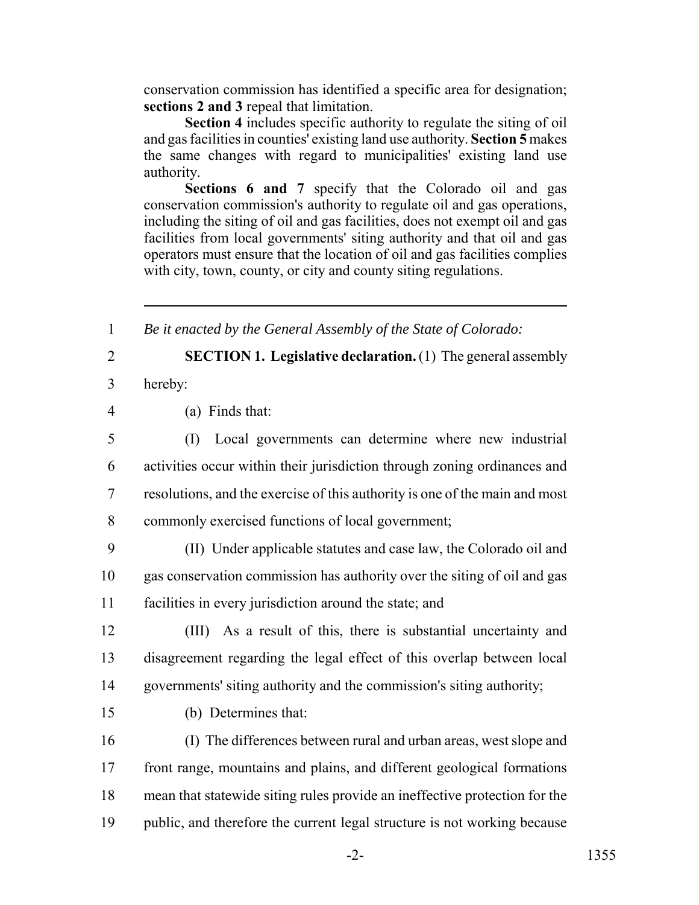conservation commission has identified a specific area for designation; **sections 2 and 3** repeal that limitation.

**Section 4** includes specific authority to regulate the siting of oil and gas facilities in counties' existing land use authority. **Section 5** makes the same changes with regard to municipalities' existing land use authority.

**Sections 6 and 7** specify that the Colorado oil and gas conservation commission's authority to regulate oil and gas operations, including the siting of oil and gas facilities, does not exempt oil and gas facilities from local governments' siting authority and that oil and gas operators must ensure that the location of oil and gas facilities complies with city, town, county, or city and county siting regulations.

---

*Be it enacted by the General Assembly of the State of Colorado:*

**SECTION 1. Legislative declaration.** (1) The general assembly hereby:

(a) Finds that:

(I) Local governments can determine where new industrial activities occur within their jurisdiction through zoning ordinances and resolutions, and the exercise of this authority is one of the main and most commonly exercised functions of local government;

(II) Under applicable statutes and case law, the Colorado oil and gas conservation commission has authority over the siting of oil and gas facilities in every jurisdiction around the state; and

(III) As a result of this, there is substantial uncertainty and disagreement regarding the legal effect of this overlap between local governments' siting authority and the commission's siting authority;

(b) Determines that:

(I) The differences between rural and urban areas, west slope and front range, mountains and plains, and different geological formations mean that statewide siting rules provide an ineffective protection for the public, and therefore the current legal structure is not working because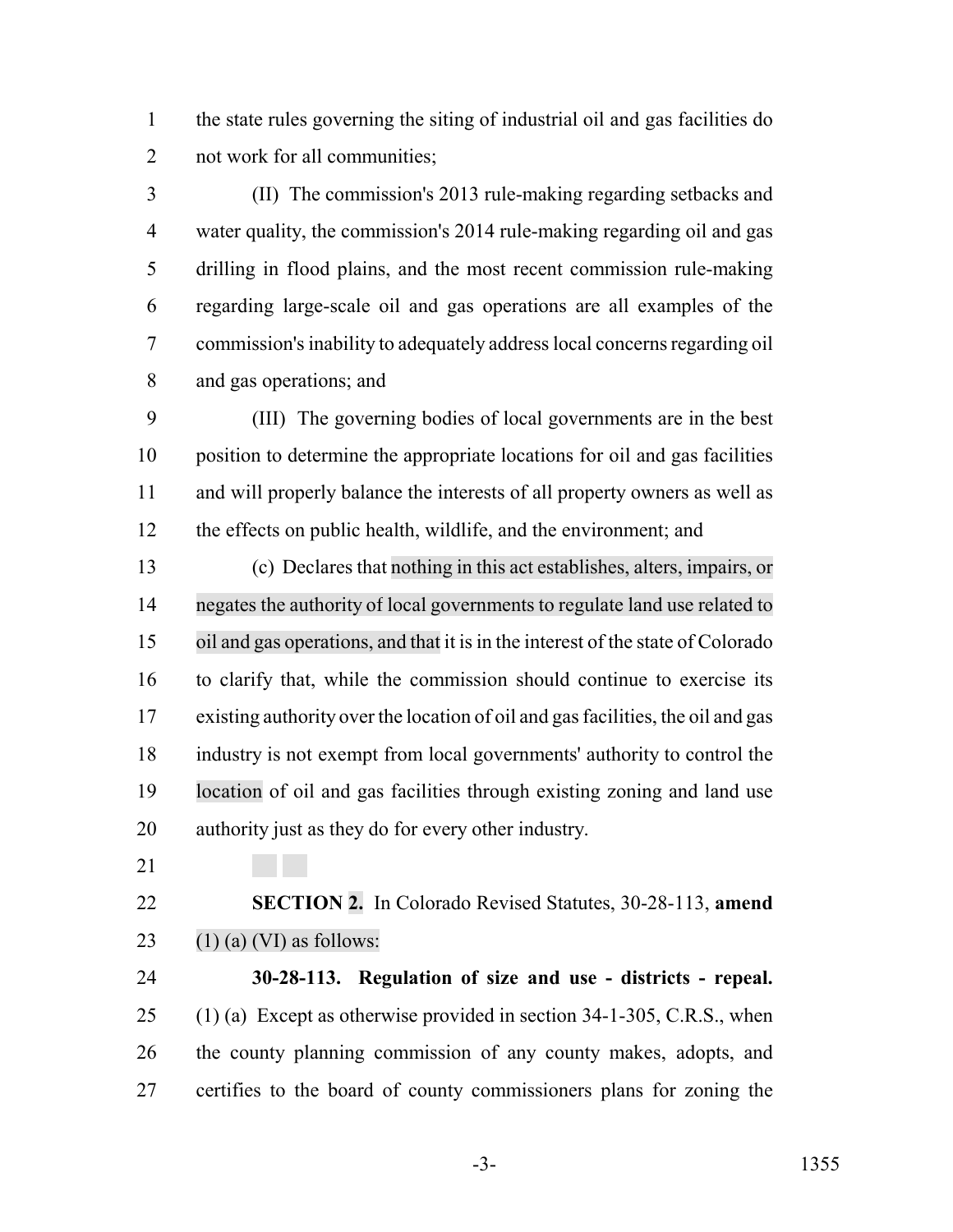the state rules governing the siting of industrial oil and gas facilities do not work for all communities;

(II) The commission's 2013 rule-making regarding setbacks and water quality, the commission's 2014 rule-making regarding oil and gas drilling in flood plains, and the most recent commission rule-making regarding large-scale oil and gas operations are all examples of the commission's inability to adequately address local concerns regarding oil and gas operations; and

(III) The governing bodies of local governments are in the best position to determine the appropriate locations for oil and gas facilities and will properly balance the interests of all property owners as well as the effects on public health, wildlife, and the environment; and

(c) Declares that nothing in this act establishes, alters, impairs, or negates the authority of local governments to regulate land use related to oil and gas operations, and that it is in the interest of the state of Colorado to clarify that, while the commission should continue to exercise its existing authority over the location of oil and gas facilities, the oil and gas industry is not exempt from local governments' authority to control the location of oil and gas facilities through existing zoning and land use authority just as they do for every other industry.

**SECTION 2.** In Colorado Revised Statutes, 30-28-113, **amend** (1) (a) (VI) as follows:

**30-28-113. Regulation of size and use - districts - repeal.** (1) (a) Except as otherwise provided in section 34-1-305, C.R.S., when the county planning commission of any county makes, adopts, and certifies to the board of county commissioners plans for zoning the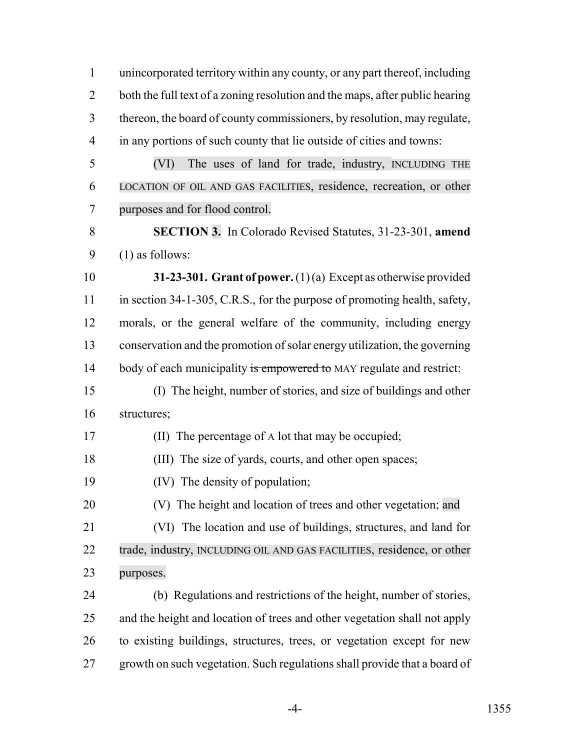unincorporated territory within any county, or any part thereof, including both the full text of a zoning resolution and the maps, after public hearing thereon, the board of county commissioners, by resolution, may regulate, in any portions of such county that lie outside of cities and towns:

(VI) The uses of land for trade, industry, INCLUDING THE LOCATION OF OIL AND GAS FACILITIES, residence, recreation, or other purposes and for flood control.

**SECTION 3.** In Colorado Revised Statutes, 31-23-301, **amend** (1) as follows:

**31-23-301. Grant of power.** (1) (a) Except as otherwise provided in section 34-1-305, C.R.S., for the purpose of promoting health, safety, morals, or the general welfare of the community, including energy conservation and the promotion of solar energy utilization, the governing body of each municipality ~~is empowered to~~ MAY regulate and restrict:

(I) The height, number of stories, and size of buildings and other structures;

(II) The percentage of A lot that may be occupied;

(III) The size of yards, courts, and other open spaces;

(IV) The density of population;

(V) The height and location of trees and other vegetation; and

(VI) The location and use of buildings, structures, and land for trade, industry, INCLUDING OIL AND GAS FACILITIES, residence, or other purposes.

(b) Regulations and restrictions of the height, number of stories, and the height and location of trees and other vegetation shall not apply to existing buildings, structures, trees, or vegetation except for new growth on such vegetation. Such regulations shall provide that a board of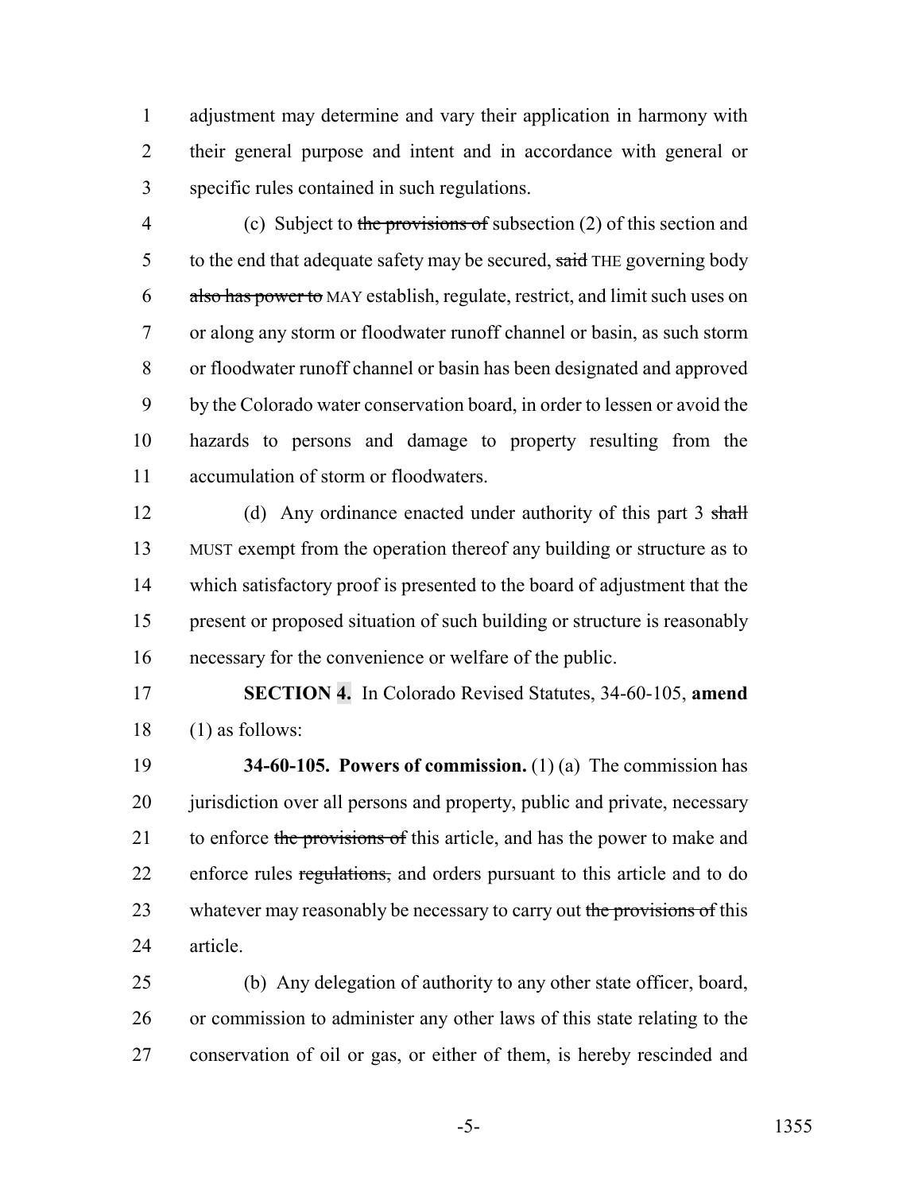adjustment may determine and vary their application in harmony with their general purpose and intent and in accordance with general or specific rules contained in such regulations.

(c) Subject to ~~the provisions of~~ subsection (2) of this section and to the end that adequate safety may be secured, ~~said~~ THE governing body ~~also has power to~~ MAY establish, regulate, restrict, and limit such uses on or along any storm or floodwater runoff channel or basin, as such storm or floodwater runoff channel or basin has been designated and approved by the Colorado water conservation board, in order to lessen or avoid the hazards to persons and damage to property resulting from the accumulation of storm or floodwaters.

(d) Any ordinance enacted under authority of this part 3 ~~shall~~ MUST exempt from the operation thereof any building or structure as to which satisfactory proof is presented to the board of adjustment that the present or proposed situation of such building or structure is reasonably necessary for the convenience or welfare of the public.

**SECTION 4.** In Colorado Revised Statutes, 34-60-105, **amend** (1) as follows:

**34-60-105. Powers of commission.** (1) (a) The commission has jurisdiction over all persons and property, public and private, necessary to enforce ~~the provisions of~~ this article, and has the power to make and enforce rules ~~regulations,~~ and orders pursuant to this article and to do whatever may reasonably be necessary to carry out ~~the provisions of~~ this article.

(b) Any delegation of authority to any other state officer, board, or commission to administer any other laws of this state relating to the conservation of oil or gas, or either of them, is hereby rescinded and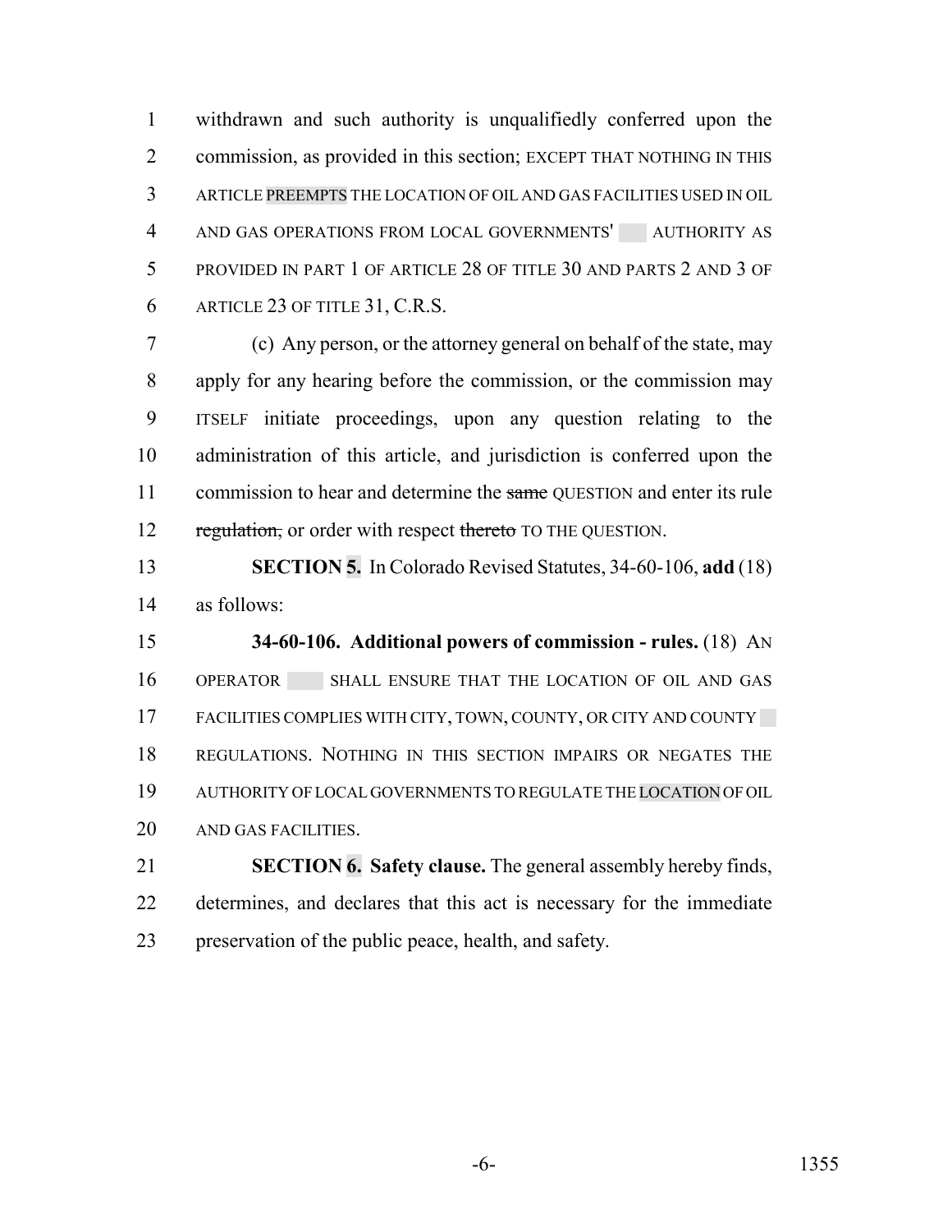withdrawn and such authority is unqualifiedly conferred upon the commission, as provided in this section; EXCEPT THAT NOTHING IN THIS ARTICLE PREEMPTS THE LOCATION OF OIL AND GAS FACILITIES USED IN OIL AND GAS OPERATIONS FROM LOCAL GOVERNMENTS' AUTHORITY AS PROVIDED IN PART 1 OF ARTICLE 28 OF TITLE 30 AND PARTS 2 AND 3 OF ARTICLE 23 OF TITLE 31, C.R.S.

(c) Any person, or the attorney general on behalf of the state, may apply for any hearing before the commission, or the commission may ITSELF initiate proceedings, upon any question relating to the administration of this article, and jurisdiction is conferred upon the commission to hear and determine the ~~same~~ QUESTION and enter its rule ~~regulation,~~ or order with respect ~~thereto~~ TO THE QUESTION.

**SECTION 5.** In Colorado Revised Statutes, 34-60-106, **add** (18) as follows:

**34-60-106. Additional powers of commission - rules.** (18) AN OPERATOR SHALL ENSURE THAT THE LOCATION OF OIL AND GAS FACILITIES COMPLIES WITH CITY, TOWN, COUNTY, OR CITY AND COUNTY REGULATIONS. NOTHING IN THIS SECTION IMPAIRS OR NEGATES THE AUTHORITY OF LOCAL GOVERNMENTS TO REGULATE THE LOCATION OF OIL AND GAS FACILITIES.

**SECTION 6. Safety clause.** The general assembly hereby finds, determines, and declares that this act is necessary for the immediate preservation of the public peace, health, and safety.